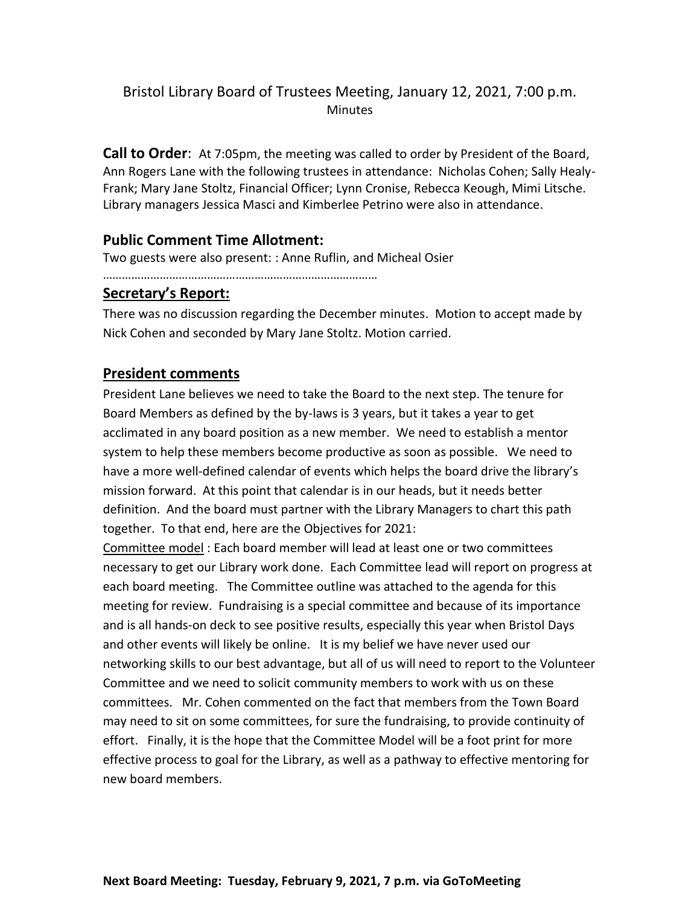Bristol Library Board of Trustees Meeting, January 12, 2021, 7:00 p.m.
Minutes

**Call to Order**: At 7:05pm, the meeting was called to order by President of the Board, Ann Rogers Lane with the following trustees in attendance: Nicholas Cohen; Sally Healy-Frank; Mary Jane Stoltz, Financial Officer; Lynn Cronise, Rebecca Keough, Mimi Litsche. Library managers Jessica Masci and Kimberlee Petrino were also in attendance.

## Public Comment Time Allotment:

Two guests were also present: : Anne Ruflin, and Micheal Osier

…………………………………………………………………………

## Secretary's Report:

There was no discussion regarding the December minutes. Motion to accept made by Nick Cohen and seconded by Mary Jane Stoltz. Motion carried.

## President comments

President Lane believes we need to take the Board to the next step. The tenure for Board Members as defined by the by-laws is 3 years, but it takes a year to get acclimated in any board position as a new member. We need to establish a mentor system to help these members become productive as soon as possible. We need to have a more well-defined calendar of events which helps the board drive the library's mission forward. At this point that calendar is in our heads, but it needs better definition. And the board must partner with the Library Managers to chart this path together. To that end, here are the Objectives for 2021:

Committee model : Each board member will lead at least one or two committees necessary to get our Library work done. Each Committee lead will report on progress at each board meeting. The Committee outline was attached to the agenda for this meeting for review. Fundraising is a special committee and because of its importance and is all hands-on deck to see positive results, especially this year when Bristol Days and other events will likely be online. It is my belief we have never used our networking skills to our best advantage, but all of us will need to report to the Volunteer Committee and we need to solicit community members to work with us on these committees. Mr. Cohen commented on the fact that members from the Town Board may need to sit on some committees, for sure the fundraising, to provide continuity of effort. Finally, it is the hope that the Committee Model will be a foot print for more effective process to goal for the Library, as well as a pathway to effective mentoring for new board members.

**Next Board Meeting: Tuesday, February 9, 2021, 7 p.m. via GoToMeeting**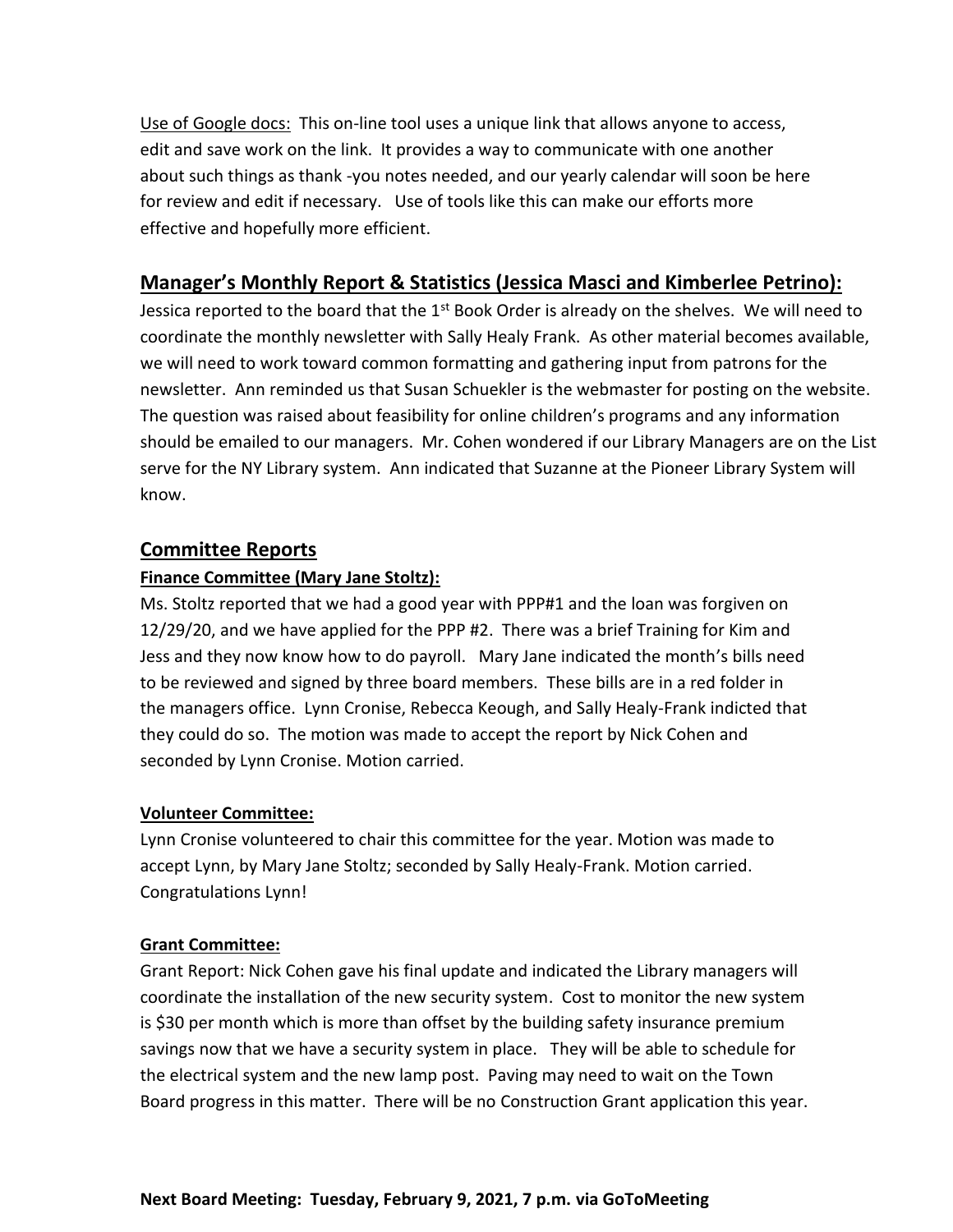Use of Google docs: This on-line tool uses a unique link that allows anyone to access, edit and save work on the link. It provides a way to communicate with one another about such things as thank -you notes needed, and our yearly calendar will soon be here for review and edit if necessary. Use of tools like this can make our efforts more effective and hopefully more efficient.

## Manager's Monthly Report & Statistics (Jessica Masci and Kimberlee Petrino):

Jessica reported to the board that the 1st Book Order is already on the shelves. We will need to coordinate the monthly newsletter with Sally Healy Frank. As other material becomes available, we will need to work toward common formatting and gathering input from patrons for the newsletter. Ann reminded us that Susan Schuekler is the webmaster for posting on the website. The question was raised about feasibility for online children's programs and any information should be emailed to our managers. Mr. Cohen wondered if our Library Managers are on the List serve for the NY Library system. Ann indicated that Suzanne at the Pioneer Library System will know.

## Committee Reports

### Finance Committee (Mary Jane Stoltz):

Ms. Stoltz reported that we had a good year with PPP#1 and the loan was forgiven on 12/29/20, and we have applied for the PPP #2. There was a brief Training for Kim and Jess and they now know how to do payroll. Mary Jane indicated the month's bills need to be reviewed and signed by three board members. These bills are in a red folder in the managers office. Lynn Cronise, Rebecca Keough, and Sally Healy-Frank indicted that they could do so. The motion was made to accept the report by Nick Cohen and seconded by Lynn Cronise. Motion carried.

### Volunteer Committee:

Lynn Cronise volunteered to chair this committee for the year. Motion was made to accept Lynn, by Mary Jane Stoltz; seconded by Sally Healy-Frank. Motion carried. Congratulations Lynn!

### Grant Committee:

Grant Report: Nick Cohen gave his final update and indicated the Library managers will coordinate the installation of the new security system. Cost to monitor the new system is $30 per month which is more than offset by the building safety insurance premium savings now that we have a security system in place. They will be able to schedule for the electrical system and the new lamp post. Paving may need to wait on the Town Board progress in this matter. There will be no Construction Grant application this year.

**Next Board Meeting: Tuesday, February 9, 2021, 7 p.m. via GoToMeeting**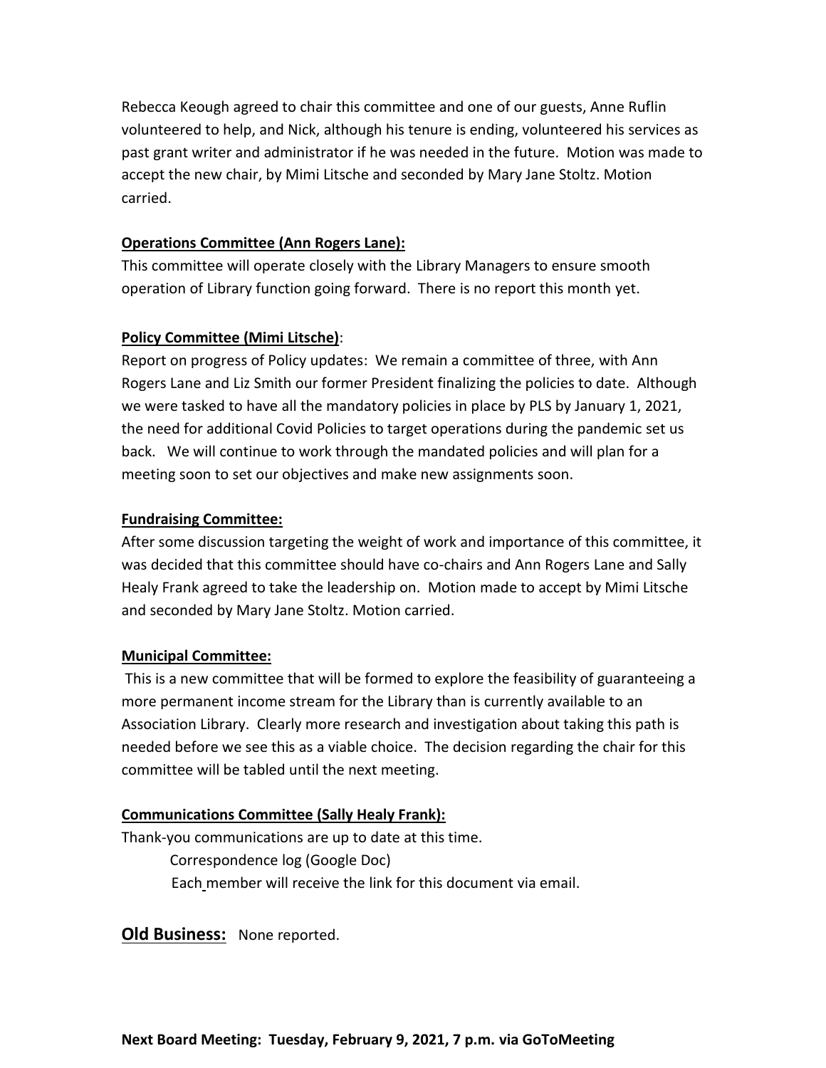Rebecca Keough agreed to chair this committee and one of our guests, Anne Ruflin volunteered to help, and Nick, although his tenure is ending, volunteered his services as past grant writer and administrator if he was needed in the future. Motion was made to accept the new chair, by Mimi Litsche and seconded by Mary Jane Stoltz. Motion carried.

**Operations Committee (Ann Rogers Lane):**

This committee will operate closely with the Library Managers to ensure smooth operation of Library function going forward. There is no report this month yet.

**Policy Committee (Mimi Litsche)**:

Report on progress of Policy updates: We remain a committee of three, with Ann Rogers Lane and Liz Smith our former President finalizing the policies to date. Although we were tasked to have all the mandatory policies in place by PLS by January 1, 2021, the need for additional Covid Policies to target operations during the pandemic set us back. We will continue to work through the mandated policies and will plan for a meeting soon to set our objectives and make new assignments soon.

**Fundraising Committee:**

After some discussion targeting the weight of work and importance of this committee, it was decided that this committee should have co-chairs and Ann Rogers Lane and Sally Healy Frank agreed to take the leadership on. Motion made to accept by Mimi Litsche and seconded by Mary Jane Stoltz. Motion carried.

**Municipal Committee:**

This is a new committee that will be formed to explore the feasibility of guaranteeing a more permanent income stream for the Library than is currently available to an Association Library. Clearly more research and investigation about taking this path is needed before we see this as a viable choice. The decision regarding the chair for this committee will be tabled until the next meeting.

**Communications Committee (Sally Healy Frank):**

Thank-you communications are up to date at this time.

Correspondence log (Google Doc)

Each member will receive the link for this document via email.

## Old Business:

None reported.

**Next Board Meeting: Tuesday, February 9, 2021, 7 p.m. via GoToMeeting**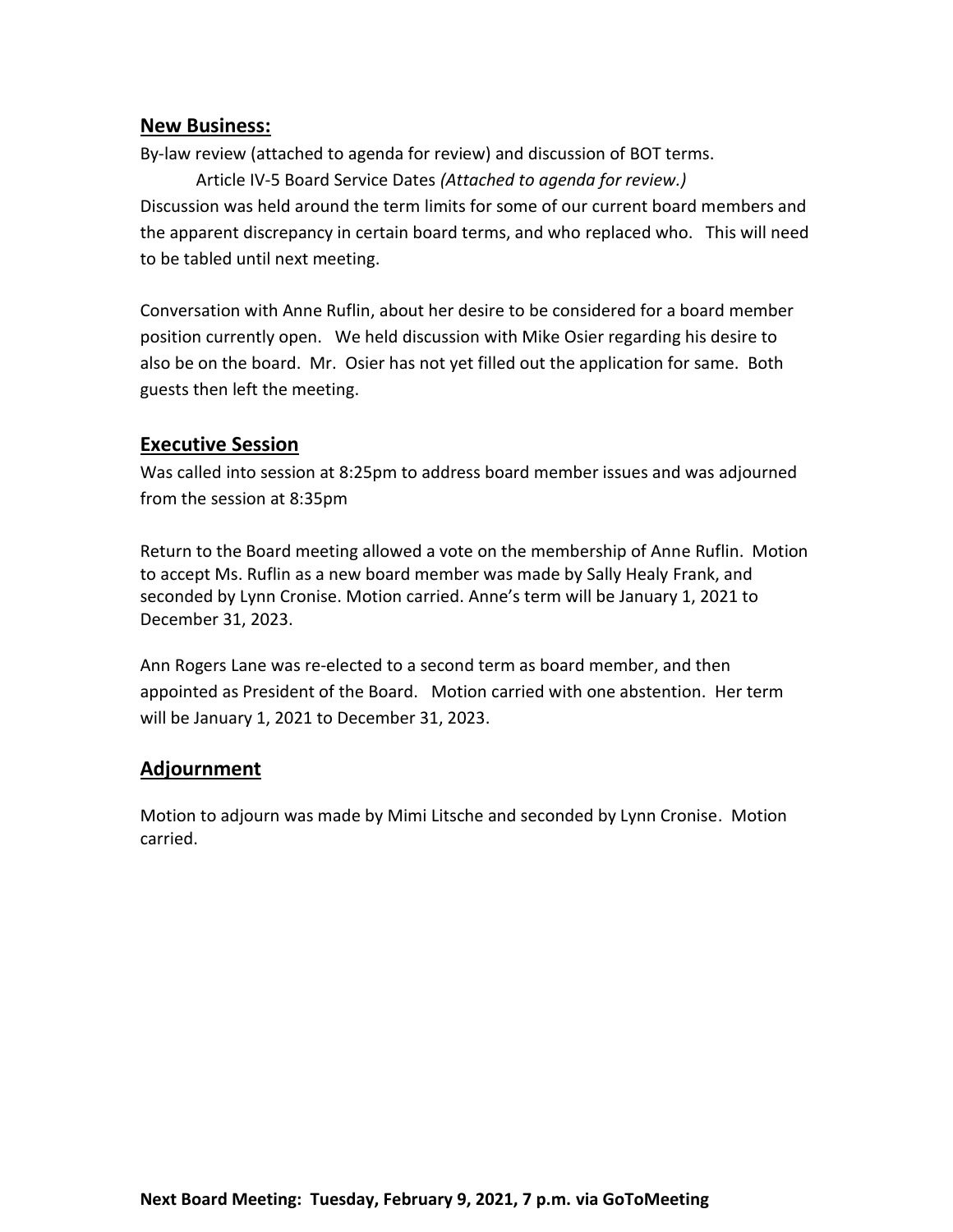## **New Business:**

By-law review (attached to agenda for review) and discussion of BOT terms.

Article IV-5 Board Service Dates *(Attached to agenda for review.)*

Discussion was held around the term limits for some of our current board members and the apparent discrepancy in certain board terms, and who replaced who. This will need to be tabled until next meeting.

Conversation with Anne Ruflin, about her desire to be considered for a board member position currently open. We held discussion with Mike Osier regarding his desire to also be on the board. Mr. Osier has not yet filled out the application for same. Both guests then left the meeting.

## **Executive Session**

Was called into session at 8:25pm to address board member issues and was adjourned from the session at 8:35pm

Return to the Board meeting allowed a vote on the membership of Anne Ruflin. Motion to accept Ms. Ruflin as a new board member was made by Sally Healy Frank, and seconded by Lynn Cronise. Motion carried. Anne's term will be January 1, 2021 to December 31, 2023.

Ann Rogers Lane was re-elected to a second term as board member, and then appointed as President of the Board. Motion carried with one abstention. Her term will be January 1, 2021 to December 31, 2023.

## **Adjournment**

Motion to adjourn was made by Mimi Litsche and seconded by Lynn Cronise. Motion carried.

**Next Board Meeting: Tuesday, February 9, 2021, 7 p.m. via GoToMeeting**